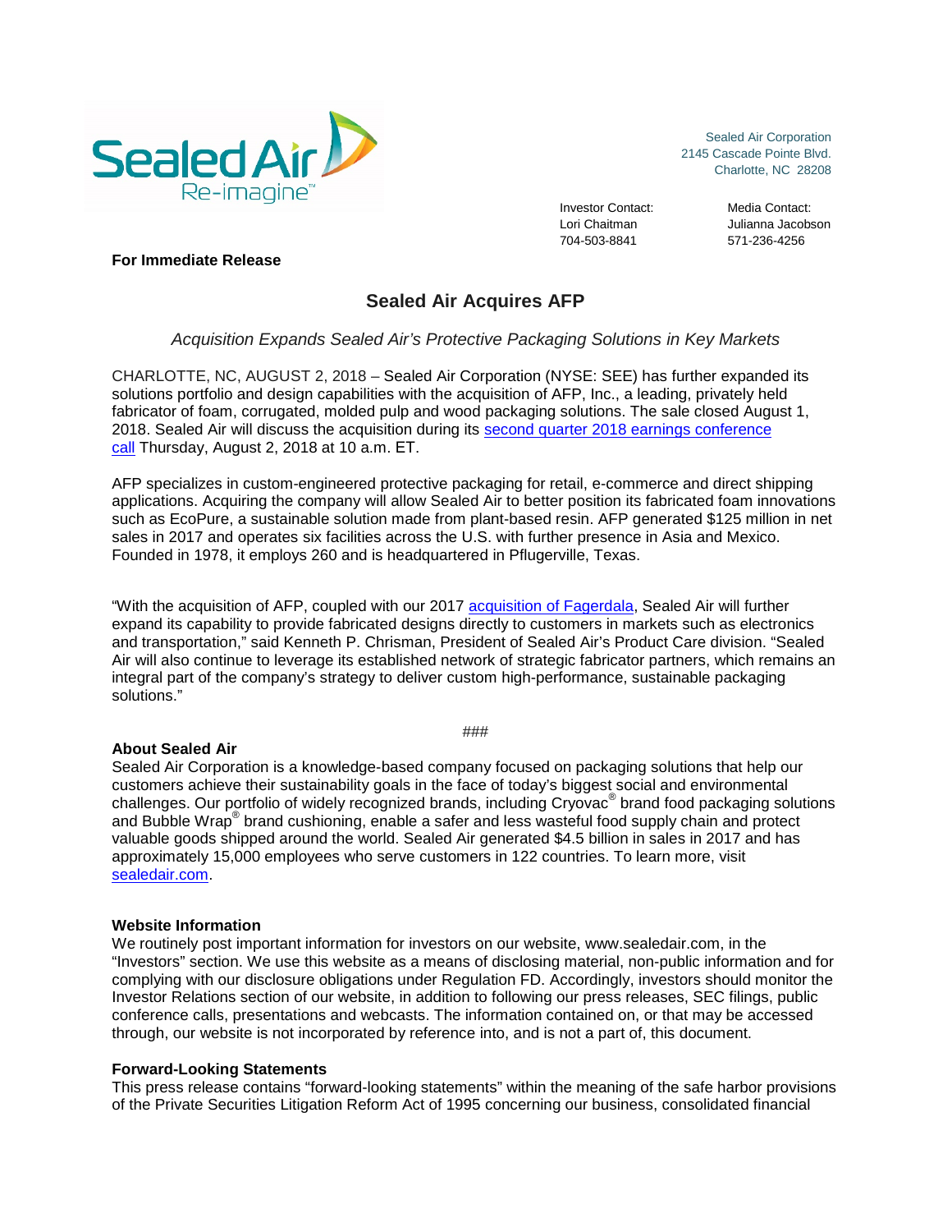Sealed Air Corporation
2145 Cascade Pointe Blvd.
Charlotte, NC 28208

Investor Contact:
Lori Chaitman
704-503-8841

Media Contact:
Julianna Jacobson
571-236-4256

**For Immediate Release**

# Sealed Air Acquires AFP

*Acquisition Expands Sealed Air's Protective Packaging Solutions in Key Markets*

CHARLOTTE, NC, AUGUST 2, 2018 – Sealed Air Corporation (NYSE: SEE) has further expanded its solutions portfolio and design capabilities with the acquisition of AFP, Inc., a leading, privately held fabricator of foam, corrugated, molded pulp and wood packaging solutions. The sale closed August 1, 2018. Sealed Air will discuss the acquisition during its second quarter 2018 earnings conference call Thursday, August 2, 2018 at 10 a.m. ET.

AFP specializes in custom-engineered protective packaging for retail, e-commerce and direct shipping applications. Acquiring the company will allow Sealed Air to better position its fabricated foam innovations such as EcoPure, a sustainable solution made from plant-based resin. AFP generated $125 million in net sales in 2017 and operates six facilities across the U.S. with further presence in Asia and Mexico. Founded in 1978, it employs 260 and is headquartered in Pflugerville, Texas.

"With the acquisition of AFP, coupled with our 2017 acquisition of Fagerdala, Sealed Air will further expand its capability to provide fabricated designs directly to customers in markets such as electronics and transportation," said Kenneth P. Chrisman, President of Sealed Air's Product Care division. "Sealed Air will also continue to leverage its established network of strategic fabricator partners, which remains an integral part of the company's strategy to deliver custom high-performance, sustainable packaging solutions."

###

**About Sealed Air**

Sealed Air Corporation is a knowledge-based company focused on packaging solutions that help our customers achieve their sustainability goals in the face of today's biggest social and environmental challenges. Our portfolio of widely recognized brands, including Cryovac® brand food packaging solutions and Bubble Wrap® brand cushioning, enable a safer and less wasteful food supply chain and protect valuable goods shipped around the world. Sealed Air generated $4.5 billion in sales in 2017 and has approximately 15,000 employees who serve customers in 122 countries. To learn more, visit sealedair.com.

**Website Information**

We routinely post important information for investors on our website, www.sealedair.com, in the "Investors" section. We use this website as a means of disclosing material, non-public information and for complying with our disclosure obligations under Regulation FD. Accordingly, investors should monitor the Investor Relations section of our website, in addition to following our press releases, SEC filings, public conference calls, presentations and webcasts. The information contained on, or that may be accessed through, our website is not incorporated by reference into, and is not a part of, this document.

**Forward-Looking Statements**

This press release contains "forward-looking statements" within the meaning of the safe harbor provisions of the Private Securities Litigation Reform Act of 1995 concerning our business, consolidated financial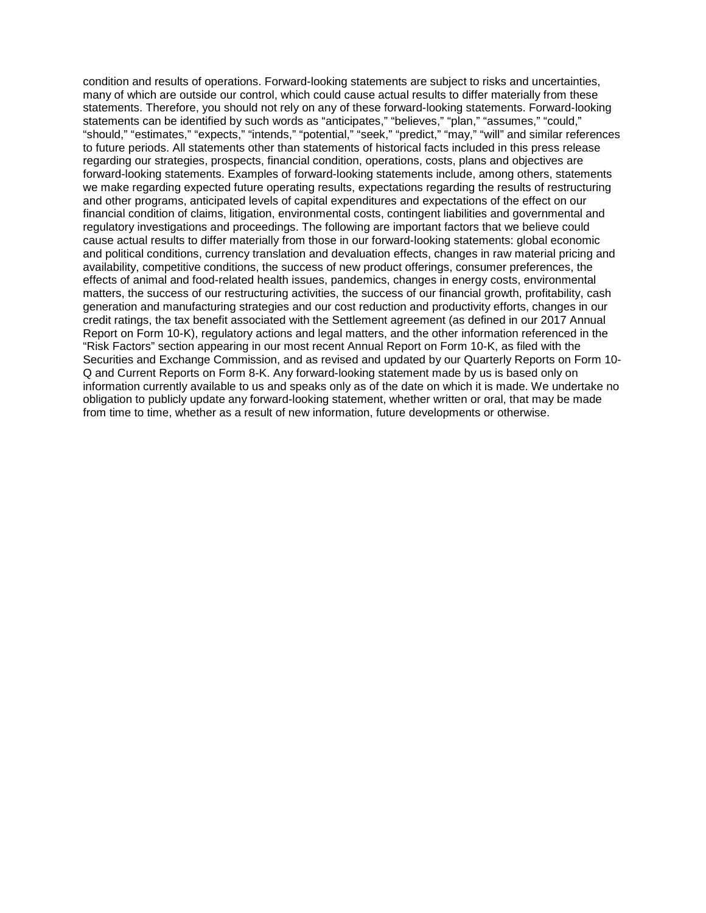condition and results of operations. Forward-looking statements are subject to risks and uncertainties, many of which are outside our control, which could cause actual results to differ materially from these statements. Therefore, you should not rely on any of these forward-looking statements. Forward-looking statements can be identified by such words as “anticipates,” “believes,” “plan,” “assumes,” “could,” “should,” “estimates,” “expects,” “intends,” “potential,” “seek,” “predict,” “may,” “will” and similar references to future periods. All statements other than statements of historical facts included in this press release regarding our strategies, prospects, financial condition, operations, costs, plans and objectives are forward-looking statements. Examples of forward-looking statements include, among others, statements we make regarding expected future operating results, expectations regarding the results of restructuring and other programs, anticipated levels of capital expenditures and expectations of the effect on our financial condition of claims, litigation, environmental costs, contingent liabilities and governmental and regulatory investigations and proceedings. The following are important factors that we believe could cause actual results to differ materially from those in our forward-looking statements: global economic and political conditions, currency translation and devaluation effects, changes in raw material pricing and availability, competitive conditions, the success of new product offerings, consumer preferences, the effects of animal and food-related health issues, pandemics, changes in energy costs, environmental matters, the success of our restructuring activities, the success of our financial growth, profitability, cash generation and manufacturing strategies and our cost reduction and productivity efforts, changes in our credit ratings, the tax benefit associated with the Settlement agreement (as defined in our 2017 Annual Report on Form 10-K), regulatory actions and legal matters, and the other information referenced in the “Risk Factors” section appearing in our most recent Annual Report on Form 10-K, as filed with the Securities and Exchange Commission, and as revised and updated by our Quarterly Reports on Form 10-Q and Current Reports on Form 8-K. Any forward-looking statement made by us is based only on information currently available to us and speaks only as of the date on which it is made. We undertake no obligation to publicly update any forward-looking statement, whether written or oral, that may be made from time to time, whether as a result of new information, future developments or otherwise.